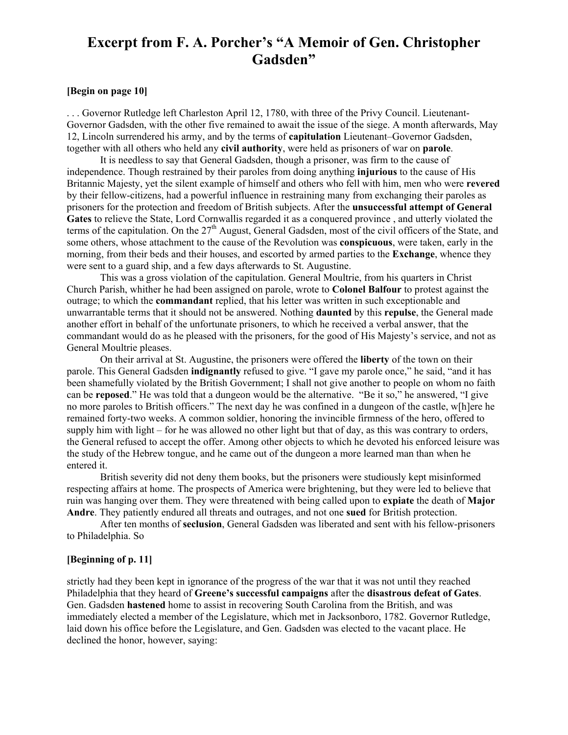# Excerpt from F. A. Porcher's "A Memoir of Gen. Christopher Gadsden"

**[Begin on page 10]**

. . . Governor Rutledge left Charleston April 12, 1780, with three of the Privy Council. Lieutenant-Governor Gadsden, with the other five remained to await the issue of the siege. A month afterwards, May 12, Lincoln surrendered his army, and by the terms of **capitulation** Lieutenant–Governor Gadsden, together with all others who held any **civil authority**, were held as prisoners of war on **parole**.

It is needless to say that General Gadsden, though a prisoner, was firm to the cause of independence. Though restrained by their paroles from doing anything **injurious** to the cause of His Britannic Majesty, yet the silent example of himself and others who fell with him, men who were **revered** by their fellow-citizens, had a powerful influence in restraining many from exchanging their paroles as prisoners for the protection and freedom of British subjects. After the **unsuccessful attempt of General Gates** to relieve the State, Lord Cornwallis regarded it as a conquered province , and utterly violated the terms of the capitulation. On the 27th August, General Gadsden, most of the civil officers of the State, and some others, whose attachment to the cause of the Revolution was **conspicuous**, were taken, early in the morning, from their beds and their houses, and escorted by armed parties to the **Exchange**, whence they were sent to a guard ship, and a few days afterwards to St. Augustine.

This was a gross violation of the capitulation. General Moultrie, from his quarters in Christ Church Parish, whither he had been assigned on parole, wrote to **Colonel Balfour** to protest against the outrage; to which the **commandant** replied, that his letter was written in such exceptionable and unwarrantable terms that it should not be answered. Nothing **daunted** by this **repulse**, the General made another effort in behalf of the unfortunate prisoners, to which he received a verbal answer, that the commandant would do as he pleased with the prisoners, for the good of His Majesty's service, and not as General Moultrie pleases.

On their arrival at St. Augustine, the prisoners were offered the **liberty** of the town on their parole. This General Gadsden **indignantly** refused to give. "I gave my parole once," he said, "and it has been shamefully violated by the British Government; I shall not give another to people on whom no faith can be **reposed**." He was told that a dungeon would be the alternative. "Be it so," he answered, "I give no more paroles to British officers." The next day he was confined in a dungeon of the castle, w[h]ere he remained forty-two weeks. A common soldier, honoring the invincible firmness of the hero, offered to supply him with light – for he was allowed no other light but that of day, as this was contrary to orders, the General refused to accept the offer. Among other objects to which he devoted his enforced leisure was the study of the Hebrew tongue, and he came out of the dungeon a more learned man than when he entered it.

British severity did not deny them books, but the prisoners were studiously kept misinformed respecting affairs at home. The prospects of America were brightening, but they were led to believe that ruin was hanging over them. They were threatened with being called upon to **expiate** the death of **Major Andre**. They patiently endured all threats and outrages, and not one **sued** for British protection.

After ten months of **seclusion**, General Gadsden was liberated and sent with his fellow-prisoners to Philadelphia. So

**[Beginning of p. 11]**

strictly had they been kept in ignorance of the progress of the war that it was not until they reached Philadelphia that they heard of **Greene's successful campaigns** after the **disastrous defeat of Gates**. Gen. Gadsden **hastened** home to assist in recovering South Carolina from the British, and was immediately elected a member of the Legislature, which met in Jacksonboro, 1782. Governor Rutledge, laid down his office before the Legislature, and Gen. Gadsden was elected to the vacant place. He declined the honor, however, saying: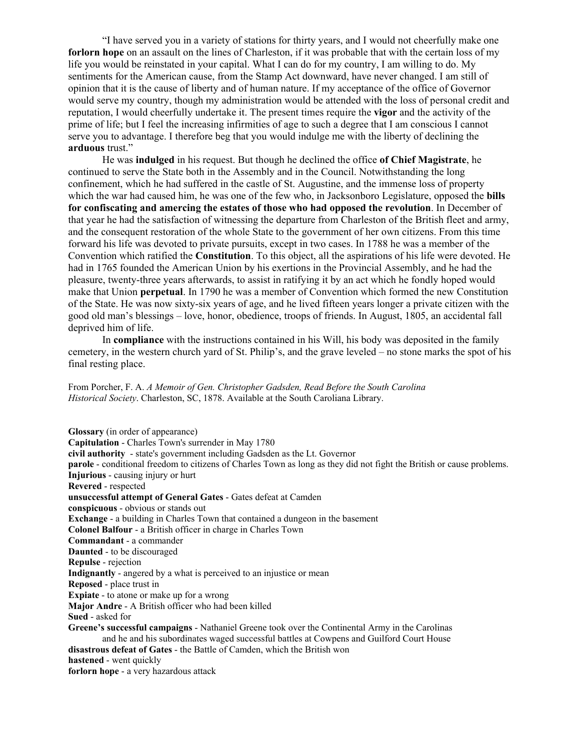"I have served you in a variety of stations for thirty years, and I would not cheerfully make one **forlorn hope** on an assault on the lines of Charleston, if it was probable that with the certain loss of my life you would be reinstated in your capital. What I can do for my country, I am willing to do. My sentiments for the American cause, from the Stamp Act downward, have never changed. I am still of opinion that it is the cause of liberty and of human nature. If my acceptance of the office of Governor would serve my country, though my administration would be attended with the loss of personal credit and reputation, I would cheerfully undertake it. The present times require the **vigor** and the activity of the prime of life; but I feel the increasing infirmities of age to such a degree that I am conscious I cannot serve you to advantage. I therefore beg that you would indulge me with the liberty of declining the **arduous** trust."

He was **indulged** in his request. But though he declined the office **of Chief Magistrate**, he continued to serve the State both in the Assembly and in the Council. Notwithstanding the long confinement, which he had suffered in the castle of St. Augustine, and the immense loss of property which the war had caused him, he was one of the few who, in Jacksonboro Legislature, opposed the **bills for confiscating and amercing the estates of those who had opposed the revolution**. In December of that year he had the satisfaction of witnessing the departure from Charleston of the British fleet and army, and the consequent restoration of the whole State to the government of her own citizens. From this time forward his life was devoted to private pursuits, except in two cases. In 1788 he was a member of the Convention which ratified the **Constitution**. To this object, all the aspirations of his life were devoted. He had in 1765 founded the American Union by his exertions in the Provincial Assembly, and he had the pleasure, twenty-three years afterwards, to assist in ratifying it by an act which he fondly hoped would make that Union **perpetual**. In 1790 he was a member of Convention which formed the new Constitution of the State. He was now sixty-six years of age, and he lived fifteen years longer a private citizen with the good old man's blessings – love, honor, obedience, troops of friends. In August, 1805, an accidental fall deprived him of life.

In **compliance** with the instructions contained in his Will, his body was deposited in the family cemetery, in the western church yard of St. Philip's, and the grave leveled – no stone marks the spot of his final resting place.

From Porcher, F. A. *A Memoir of Gen. Christopher Gadsden, Read Before the South Carolina Historical Society*. Charleston, SC, 1878. Available at the South Caroliana Library.

**Glossary** (in order of appearance)
**Capitulation** - Charles Town's surrender in May 1780
**civil authority** - state's government including Gadsden as the Lt. Governor
**parole** - conditional freedom to citizens of Charles Town as long as they did not fight the British or cause problems.
**Injurious** - causing injury or hurt
**Revered** - respected
**unsuccessful attempt of General Gates** - Gates defeat at Camden
**conspicuous** - obvious or stands out
**Exchange** - a building in Charles Town that contained a dungeon in the basement
**Colonel Balfour** - a British officer in charge in Charles Town
**Commandant** - a commander
**Daunted** - to be discouraged
**Repulse** - rejection
**Indignantly** - angered by a what is perceived to an injustice or mean
**Reposed** - place trust in
**Expiate** - to atone or make up for a wrong
**Major Andre** - A British officer who had been killed
**Sued** - asked for
**Greene's successful campaigns** - Nathaniel Greene took over the Continental Army in the Carolinas and he and his subordinates waged successful battles at Cowpens and Guilford Court House
**disastrous defeat of Gates** - the Battle of Camden, which the British won
**hastened** - went quickly
**forlorn hope** - a very hazardous attack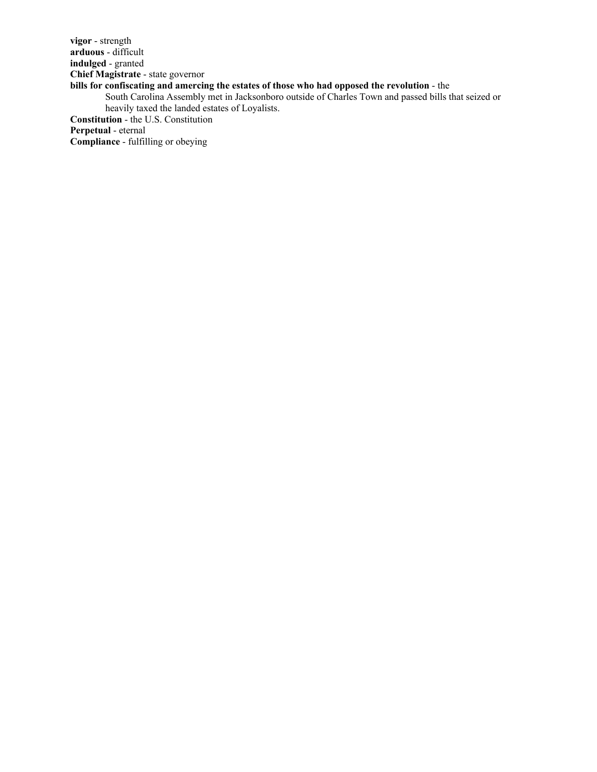**vigor** - strength
**arduous** - difficult
**indulged** - granted
**Chief Magistrate** - state governor
**bills for confiscating and amercing the estates of those who had opposed the revolution** - the South Carolina Assembly met in Jacksonboro outside of Charles Town and passed bills that seized or heavily taxed the landed estates of Loyalists.
**Constitution** - the U.S. Constitution
**Perpetual** - eternal
**Compliance** - fulfilling or obeying